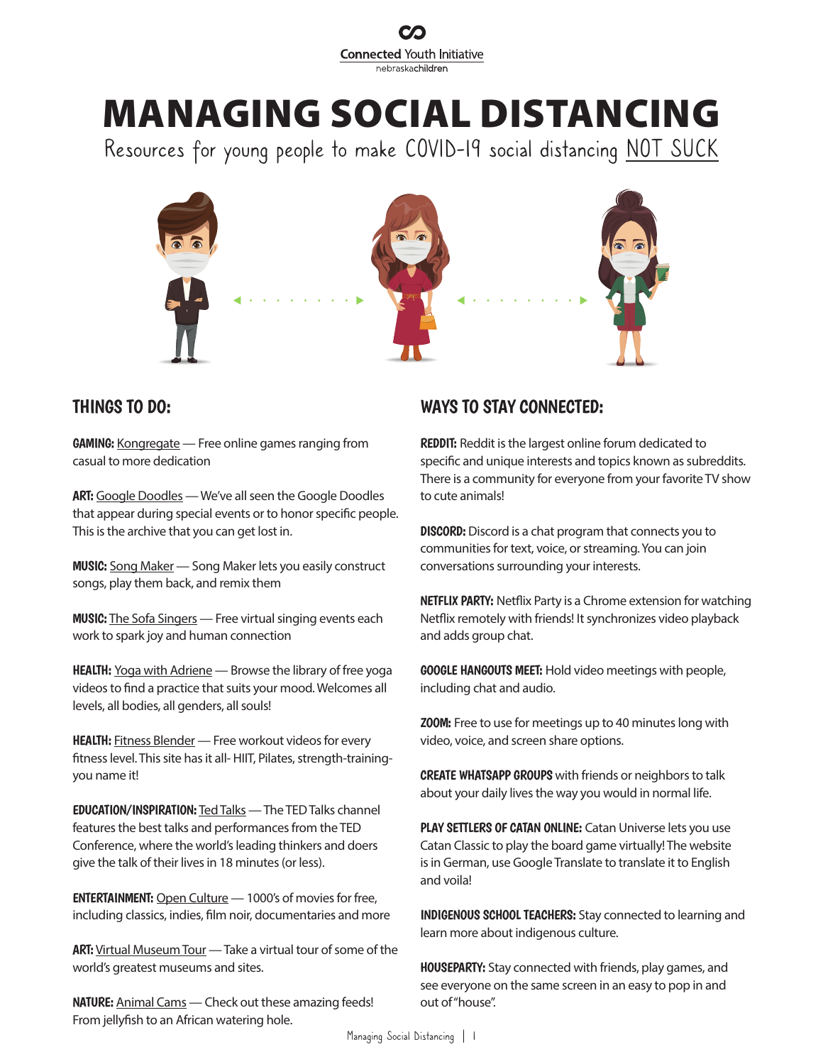Connected Youth Initiative
nebraskachildren

# MANAGING SOCIAL DISTANCING

Resources for young people to make COVID-19 social distancing NOT SUCK

## THINGS TO DO:

**GAMING:** Kongregate — Free online games ranging from casual to more dedication

**ART:** Google Doodles — We've all seen the Google Doodles that appear during special events or to honor specific people. This is the archive that you can get lost in.

**MUSIC:** Song Maker — Song Maker lets you easily construct songs, play them back, and remix them

**MUSIC:** The Sofa Singers — Free virtual singing events each work to spark joy and human connection

**HEALTH:** Yoga with Adriene — Browse the library of free yoga videos to find a practice that suits your mood. Welcomes all levels, all bodies, all genders, all souls!

**HEALTH:** Fitness Blender — Free workout videos for every fitness level. This site has it all- HIIT, Pilates, strength-training- you name it!

**EDUCATION/INSPIRATION:** Ted Talks — The TED Talks channel features the best talks and performances from the TED Conference, where the world's leading thinkers and doers give the talk of their lives in 18 minutes (or less).

**ENTERTAINMENT:** Open Culture — 1000's of movies for free, including classics, indies, film noir, documentaries and more

**ART:** Virtual Museum Tour — Take a virtual tour of some of the world's greatest museums and sites.

**NATURE:** Animal Cams — Check out these amazing feeds! From jellyfish to an African watering hole.

## WAYS TO STAY CONNECTED:

**REDDIT:** Reddit is the largest online forum dedicated to specific and unique interests and topics known as subreddits. There is a community for everyone from your favorite TV show to cute animals!

**DISCORD:** Discord is a chat program that connects you to communities for text, voice, or streaming. You can join conversations surrounding your interests.

**NETFLIX PARTY:** Netflix Party is a Chrome extension for watching Netflix remotely with friends! It synchronizes video playback and adds group chat.

**GOOGLE HANGOUTS MEET:** Hold video meetings with people, including chat and audio.

**ZOOM:** Free to use for meetings up to 40 minutes long with video, voice, and screen share options.

**CREATE WHATSAPP GROUPS** with friends or neighbors to talk about your daily lives the way you would in normal life.

**PLAY SETTLERS OF CATAN ONLINE:** Catan Universe lets you use Catan Classic to play the board game virtually! The website is in German, use Google Translate to translate it to English and voila!

**INDIGENOUS SCHOOL TEACHERS:** Stay connected to learning and learn more about indigenous culture.

**HOUSEPARTY:** Stay connected with friends, play games, and see everyone on the same screen in an easy to pop in and out of "house".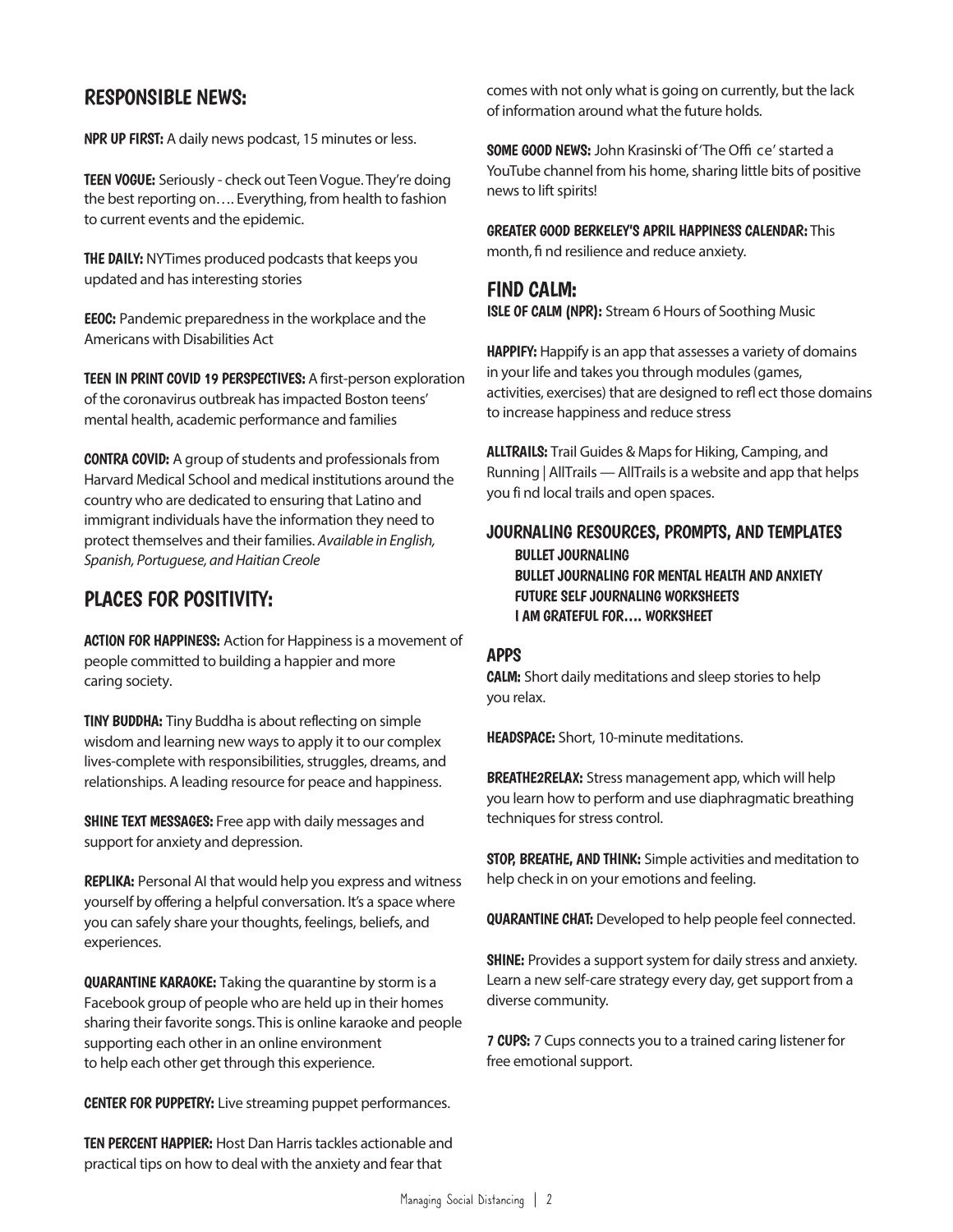## RESPONSIBLE NEWS:

**NPR UP FIRST:** A daily news podcast, 15 minutes or less.

**TEEN VOGUE:** Seriously - check out Teen Vogue. They're doing the best reporting on…. Everything, from health to fashion to current events and the epidemic.

**THE DAILY:** NYTimes produced podcasts that keeps you updated and has interesting stories

**EEOC:** Pandemic preparedness in the workplace and the Americans with Disabilities Act

**TEEN IN PRINT COVID 19 PERSPECTIVES:** A first-person exploration of the coronavirus outbreak has impacted Boston teens' mental health, academic performance and families

**CONTRA COVID:** A group of students and professionals from Harvard Medical School and medical institutions around the country who are dedicated to ensuring that Latino and immigrant individuals have the information they need to protect themselves and their families. *Available in English, Spanish, Portuguese, and Haitian Creole*

## PLACES FOR POSITIVITY:

**ACTION FOR HAPPINESS:** Action for Happiness is a movement of people committed to building a happier and more caring society.

**TINY BUDDHA:** Tiny Buddha is about reflecting on simple wisdom and learning new ways to apply it to our complex lives-complete with responsibilities, struggles, dreams, and relationships. A leading resource for peace and happiness.

**SHINE TEXT MESSAGES:** Free app with daily messages and support for anxiety and depression.

**REPLIKA:** Personal AI that would help you express and witness yourself by offering a helpful conversation. It's a space where you can safely share your thoughts, feelings, beliefs, and experiences.

**QUARANTINE KARAOKE:** Taking the quarantine by storm is a Facebook group of people who are held up in their homes sharing their favorite songs. This is online karaoke and people supporting each other in an online environment to help each other get through this experience.

**CENTER FOR PUPPETRY:** Live streaming puppet performances.

**TEN PERCENT HAPPIER:** Host Dan Harris tackles actionable and practical tips on how to deal with the anxiety and fear that comes with not only what is going on currently, but the lack of information around what the future holds.

**SOME GOOD NEWS:** John Krasinski of 'The Office' started a YouTube channel from his home, sharing little bits of positive news to lift spirits!

**GREATER GOOD BERKELEY'S APRIL HAPPINESS CALENDAR:** This month, find resilience and reduce anxiety.

## FIND CALM:

**ISLE OF CALM (NPR):** Stream 6 Hours of Soothing Music

**HAPPIFY:** Happify is an app that assesses a variety of domains in your life and takes you through modules (games, activities, exercises) that are designed to reflect those domains to increase happiness and reduce stress

**ALLTRAILS:** Trail Guides & Maps for Hiking, Camping, and Running | AllTrails — AllTrails is a website and app that helps you find local trails and open spaces.

### JOURNALING RESOURCES, PROMPTS, AND TEMPLATES

- **BULLET JOURNALING**
- **BULLET JOURNALING FOR MENTAL HEALTH AND ANXIETY**
- **FUTURE SELF JOURNALING WORKSHEETS**
- **I AM GRATEFUL FOR…. WORKSHEET**

### APPS

**CALM:** Short daily meditations and sleep stories to help you relax.

**HEADSPACE:** Short, 10-minute meditations.

**BREATHE2RELAX:** Stress management app, which will help you learn how to perform and use diaphragmatic breathing techniques for stress control.

**STOP, BREATHE, AND THINK:** Simple activities and meditation to help check in on your emotions and feeling.

**QUARANTINE CHAT:** Developed to help people feel connected.

**SHINE:** Provides a support system for daily stress and anxiety. Learn a new self-care strategy every day, get support from a diverse community.

**7 CUPS:** 7 Cups connects you to a trained caring listener for free emotional support.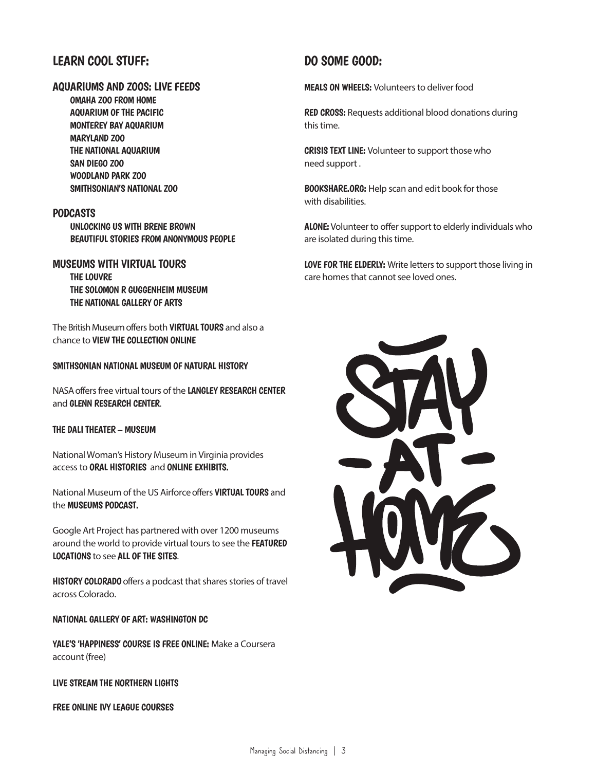## LEARN COOL STUFF:

### AQUARIUMS AND ZOOS: LIVE FEEDS

- OMAHA ZOO FROM HOME
- AQUARIUM OF THE PACIFIC
- MONTEREY BAY AQUARIUM
- MARYLAND ZOO
- THE NATIONAL AQUARIUM
- SAN DIEGO ZOO
- WOODLAND PARK ZOO
- SMITHSONIAN'S NATIONAL ZOO

### PODCASTS

- UNLOCKING US WITH BRENE BROWN
- BEAUTIFUL STORIES FROM ANONYMOUS PEOPLE

### MUSEUMS WITH VIRTUAL TOURS

- THE LOUVRE
- THE SOLOMON R GUGGENHEIM MUSEUM
- THE NATIONAL GALLERY OF ARTS

The British Museum offers both **VIRTUAL TOURS** and also a chance to **VIEW THE COLLECTION ONLINE**

**SMITHSONIAN NATIONAL MUSEUM OF NATURAL HISTORY**

NASA offers free virtual tours of the **LANGLEY RESEARCH CENTER** and **GLENN RESEARCH CENTER**.

**THE DALI THEATER – MUSEUM**

National Woman's History Museum in Virginia provides access to **ORAL HISTORIES** and **ONLINE EXHIBITS.**

National Museum of the US Airforce offers **VIRTUAL TOURS** and the **MUSEUMS PODCAST.**

Google Art Project has partnered with over 1200 museums around the world to provide virtual tours to see the **FEATURED LOCATIONS** to see **ALL OF THE SITES**.

**HISTORY COLORADO** offers a podcast that shares stories of travel across Colorado.

**NATIONAL GALLERY OF ART: WASHINGTON DC**

**YALE'S 'HAPPINESS' COURSE IS FREE ONLINE:** Make a Coursera account (free)

**LIVE STREAM THE NORTHERN LIGHTS**

**FREE ONLINE IVY LEAGUE COURSES**

## DO SOME GOOD:

**MEALS ON WHEELS:** Volunteers to deliver food

**RED CROSS:** Requests additional blood donations during this time.

**CRISIS TEXT LINE:** Volunteer to support those who need support .

**BOOKSHARE.ORG:** Help scan and edit book for those with disabilities.

**ALONE:** Volunteer to offer support to elderly individuals who are isolated during this time.

**LOVE FOR THE ELDERLY:** Write letters to support those living in care homes that cannot see loved ones.

STAY - AT - HOME